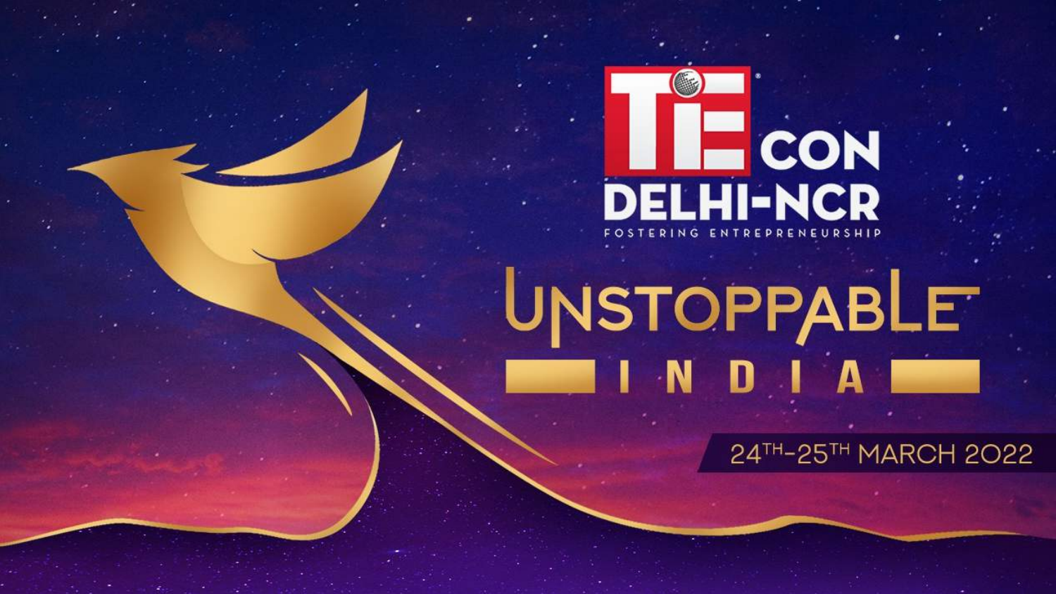# TiE CON DELHI-NCR

FOSTERING ENTREPRENEURSHIP

## UNSTOPPABLE INDIA

24TH-25TH MARCH 2022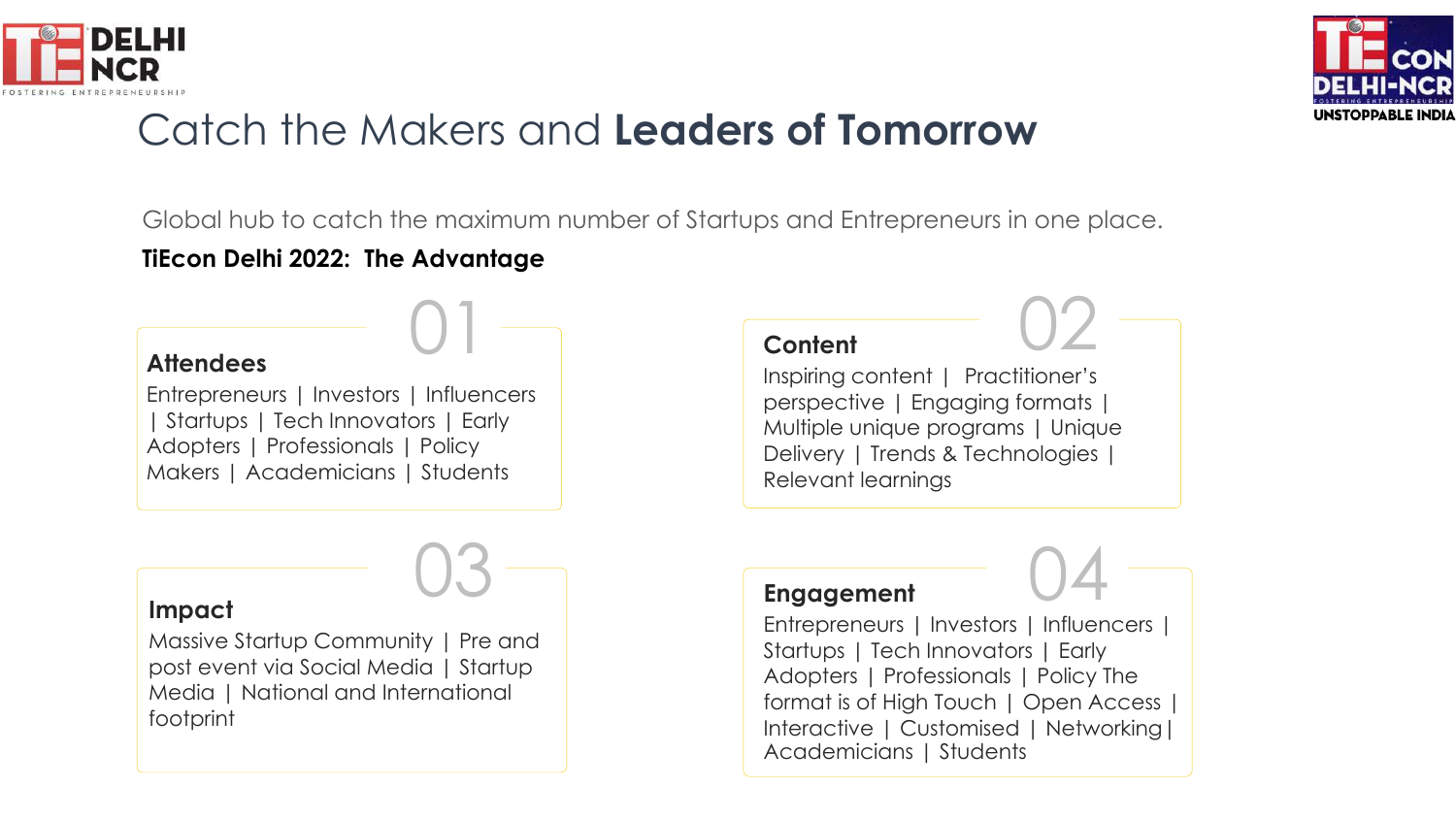# Catch the Makers and **Leaders of Tomorrow**

Global hub to catch the maximum number of Startups and Entrepreneurs in one place.

**TiEcon Delhi 2022: The Advantage**

## 01

### Attendees

Entrepreneurs | Investors | Influencers | Startups | Tech Innovators | Early Adopters | Professionals | Policy Makers | Academicians | Students

## 02

### Content

Inspiring content | Practitioner's perspective | Engaging formats | Multiple unique programs | Unique Delivery | Trends & Technologies | Relevant learnings

## 03

### Impact

Massive Startup Community | Pre and post event via Social Media | Startup Media | National and International footprint

## 04

### Engagement

Entrepreneurs | Investors | Influencers | Startups | Tech Innovators | Early Adopters | Professionals | Policy The format is of High Touch | Open Access | Interactive | Customised | Networking | Academicians | Students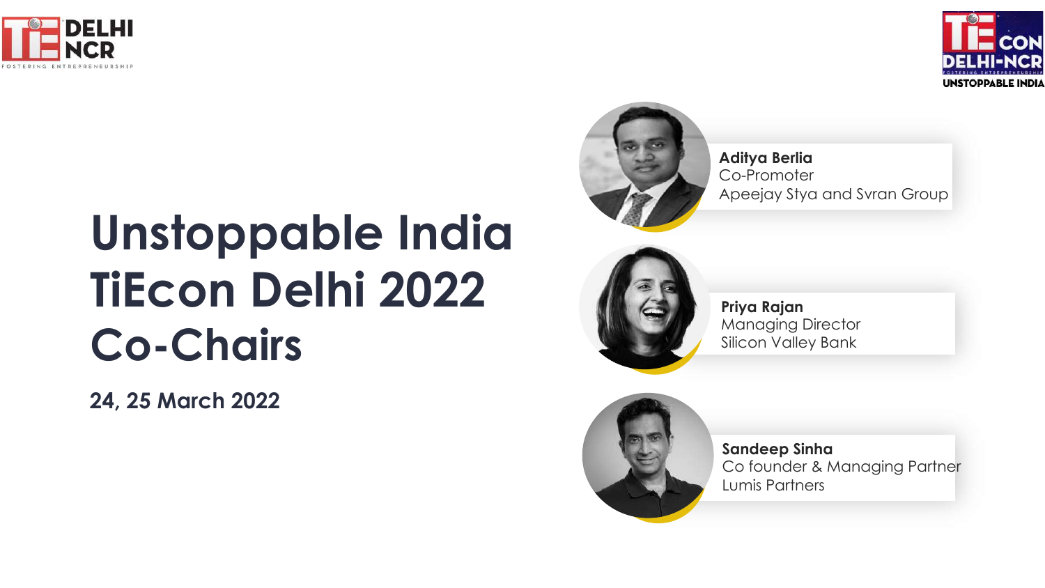# Unstoppable India TiEcon Delhi 2022 Co-Chairs

**24, 25 March 2022**

**Aditya Berlia**
Co-Promoter
Apeejay Stya and Svran Group

**Priya Rajan**
Managing Director
Silicon Valley Bank

**Sandeep Sinha**
Co founder & Managing Partner
Lumis Partners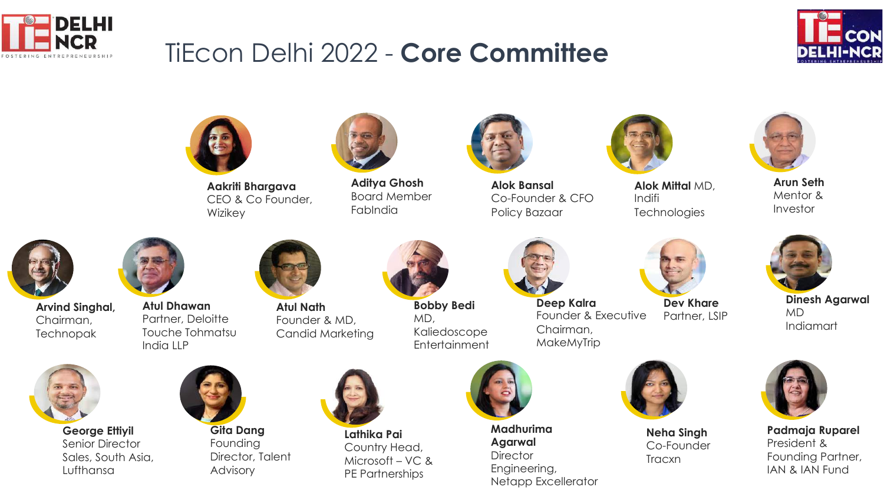# TiEcon Delhi 2022 - **Core Committee**

**Aakriti Bhargava**
CEO & Co Founder, Wizikey

**Aditya Ghosh**
Board Member FabIndia

**Alok Bansal**
Co-Founder & CFO Policy Bazaar

**Alok Mittal** MD, Indifi Technologies

**Arun Seth**
Mentor & Investor

**Arvind Singhal,**
Chairman, Technopak

**Atul Dhawan**
Partner, Deloitte Touche Tohmatsu India LLP

**Atul Nath**
Founder & MD, Candid Marketing

**Bobby Bedi**
MD, Kaliedoscope Entertainment

**Deep Kalra**
Founder & Executive Chairman, MakeMyTrip

**Dev Khare**
Partner, LSIP

**Dinesh Agarwal**
MD Indiamart

**George Ettiyil**
Senior Director Sales, South Asia, Lufthansa

**Gita Dang**
Founding Director, Talent Advisory

**Lathika Pai**
Country Head, Microsoft – VC & PE Partnerships

**Madhurima Agarwal**
Director Engineering, Netapp Excellerator

**Neha Singh**
Co-Founder Tracxn

**Padmaja Ruparel**
President & Founding Partner, IAN & IAN Fund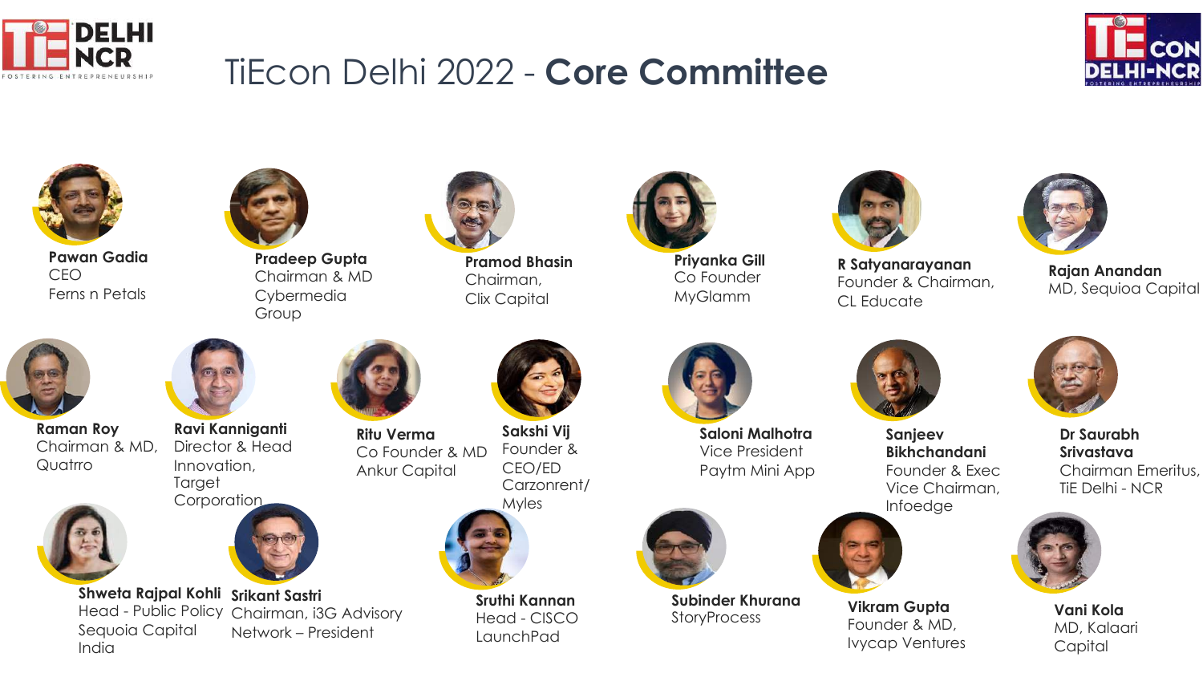# TiEcon Delhi 2022 - **Core Committee**

**Pawan Gadia**
CEO
Ferns n Petals

**Pradeep Gupta**
Chairman & MD
Cybermedia Group

**Pramod Bhasin**
Chairman,
Clix Capital

**Priyanka Gill**
Co Founder
MyGlamm

**R Satyanarayanan**
Founder & Chairman,
CL Educate

**Rajan Anandan**
MD, Sequioa Capital

**Raman Roy**
Chairman & MD,
Quatrro

**Ravi Kanniganti**
Director & Head
Innovation,
Target
Corporation

**Ritu Verma**
Co Founder & MD
Ankur Capital

**Sakshi Vij**
Founder &
CEO/ED
Carzonrent/
Myles

**Saloni Malhotra**
Vice President
Paytm Mini App

**Sanjeev Bikhchandani**
Founder & Exec
Vice Chairman,
Infoedge

**Dr Saurabh Srivastava**
Chairman Emeritus,
TiE Delhi - NCR

**Shweta Rajpal Kohli**
Head - Public Policy
Sequoia Capital
India

**Srikant Sastri**
Chairman, i3G Advisory
Network – President

**Sruthi Kannan**
Head - CISCO
LaunchPad

**Subinder Khurana**
StoryProcess

**Vikram Gupta**
Founder & MD,
Ivycap Ventures

**Vani Kola**
MD, Kalaari
Capital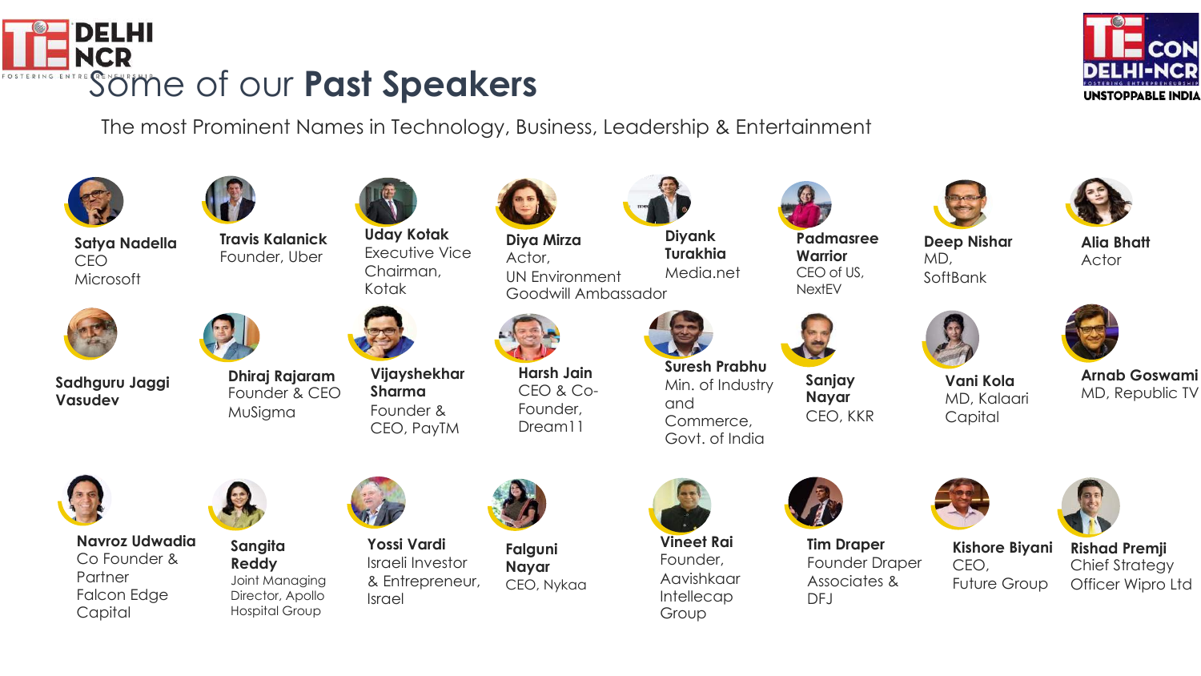# Some of our **Past Speakers**

The most Prominent Names in Technology, Business, Leadership & Entertainment

- **Satya Nadella** CEO Microsoft
- **Travis Kalanick** Founder, Uber
- **Uday Kotak** Executive Vice Chairman, Kotak
- **Diya Mirza** Actor, UN Environment Goodwill Ambassador
- **Diyank Turakhia** Media.net
- **Padmasree Warrior** CEO of US, NextEV
- **Deep Nishar** MD, SoftBank
- **Alia Bhatt** Actor
- **Sadhguru Jaggi Vasudev**
- **Dhiraj Rajaram** Founder & CEO MuSigma
- **Vijayshekhar Sharma** Founder & CEO, PayTM
- **Harsh Jain** CEO & Co-Founder, Dream11
- **Suresh Prabhu** Min. of Industry and Commerce, Govt. of India
- **Sanjay Nayar** CEO, KKR
- **Vani Kola** MD, Kalaari Capital
- **Arnab Goswami** MD, Republic TV
- **Navroz Udwadia** Co Founder & Partner Falcon Edge Capital
- **Sangita Reddy** Joint Managing Director, Apollo Hospital Group
- **Yossi Vardi** Israeli Investor & Entrepreneur, Israel
- **Falguni Nayar** CEO, Nykaa
- **Vineet Rai** Founder, Aavishkaar Intellecap Group
- **Tim Draper** Founder Draper Associates & DFJ
- **Kishore Biyani** CEO, Future Group
- **Rishad Premji** Chief Strategy Officer Wipro Ltd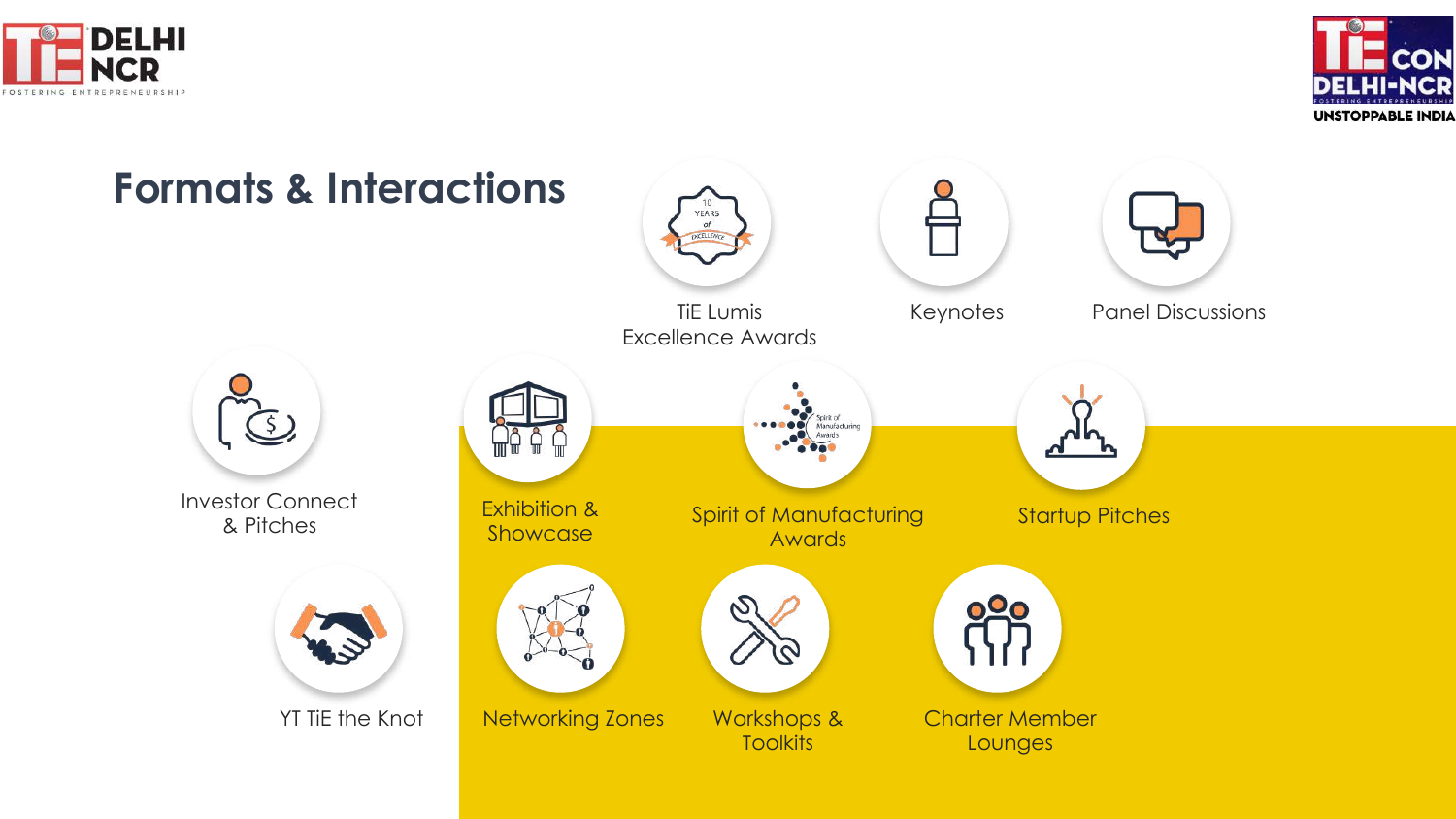# Formats & Interactions

- TiE Lumis Excellence Awards
- Keynotes
- Panel Discussions
- Investor Connect & Pitches
- Exhibition & Showcase
- Spirit of Manufacturing Awards
- Startup Pitches
- YT TiE the Knot
- Networking Zones
- Workshops & Toolkits
- Charter Member Lounges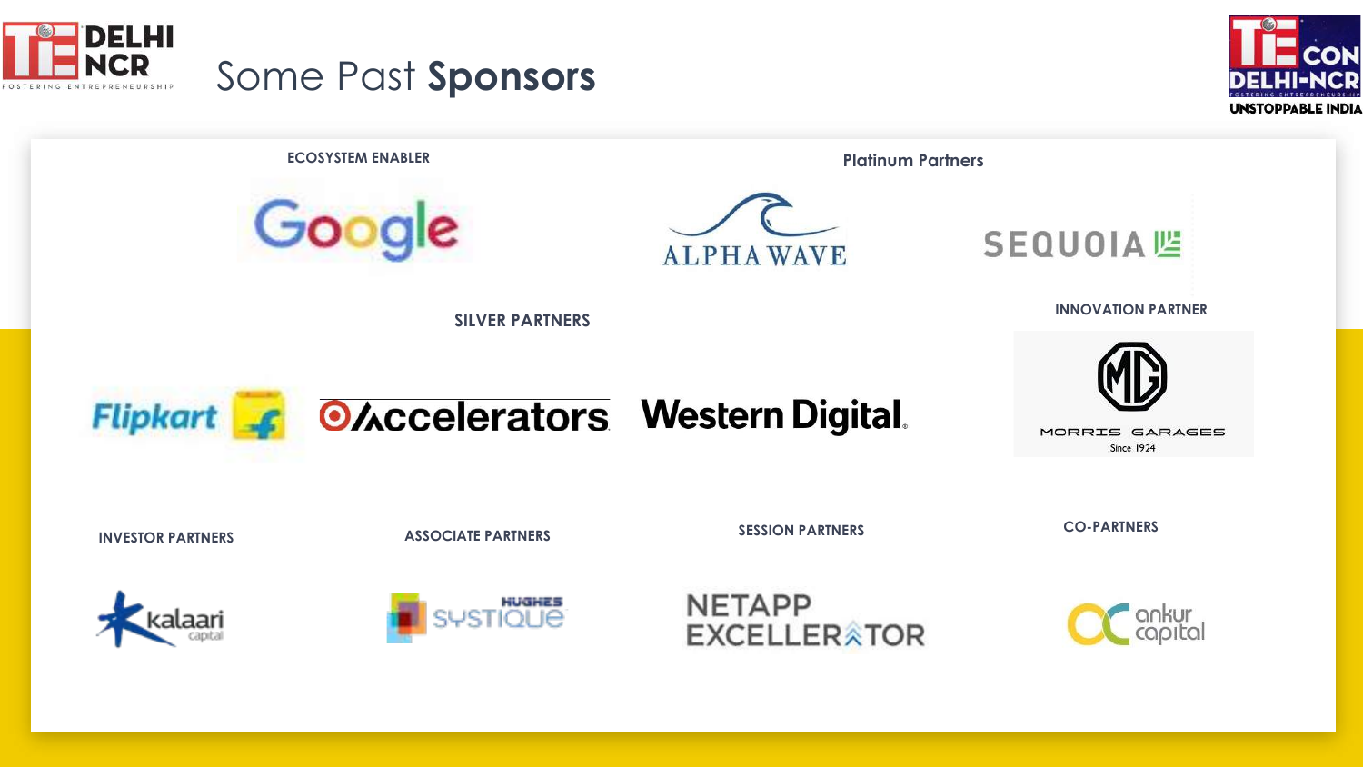# Some Past **Sponsors**

**ECOSYSTEM ENABLER**

Google

**Platinum Partners**

ALPHA WAVE

SEQUOIA

**SILVER PARTNERS**

Flipkart

Accelerators

Western Digital

**INNOVATION PARTNER**

MORRIS GARAGES

Since 1924

**INVESTOR PARTNERS**

kalaari capital

**ASSOCIATE PARTNERS**

HUGHES SYSTIQUE

**SESSION PARTNERS**

NETAPP EXCELLERATOR

**CO-PARTNERS**

ankur capital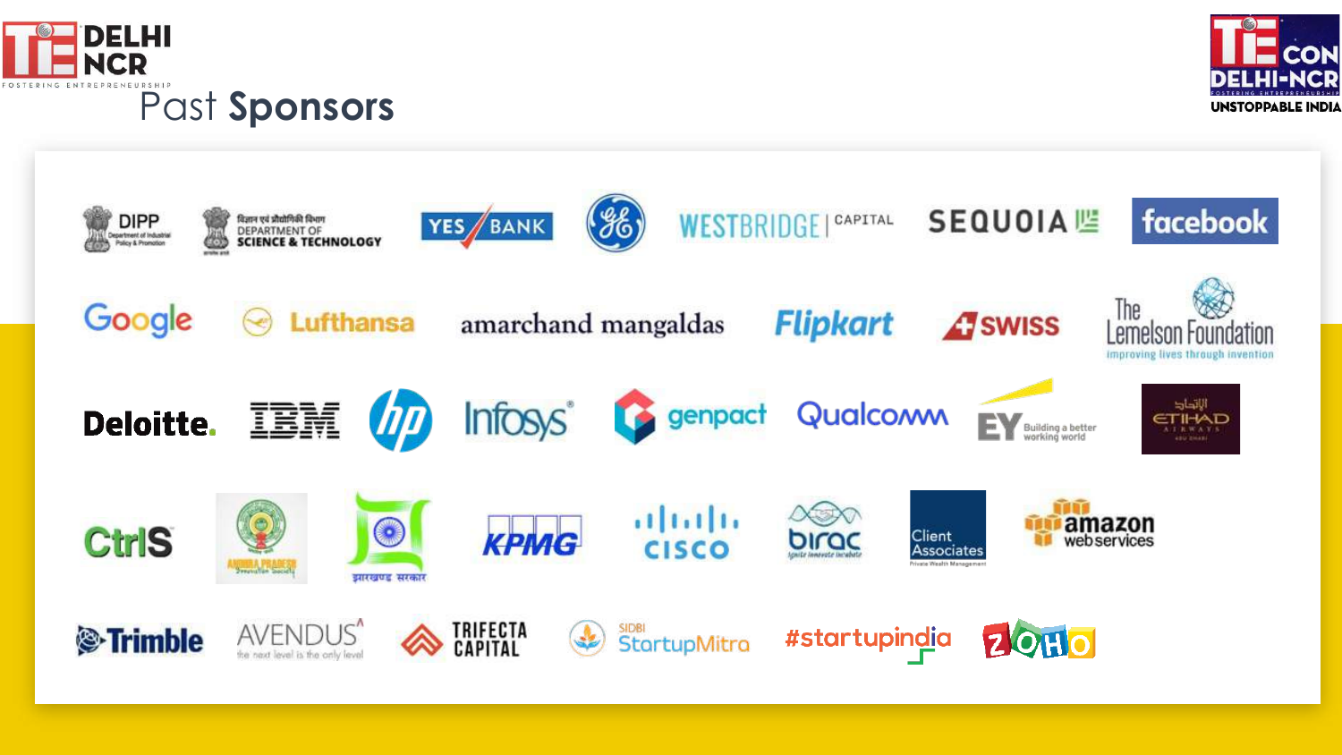# Past Sponsors

DIPP Department of Industrial Policy & Promotion

विज्ञान एवं प्रौद्योगिकी विभाग DEPARTMENT OF SCIENCE & TECHNOLOGY

YES BANK

GE

WESTBRIDGE | CAPITAL

SEQUOIA

facebook

Google

Lufthansa

amarchand mangaldas

Flipkart

SWISS

The Lemelson Foundation — improving lives through invention

Deloitte.

IBM

hp

Infosys

genpact

Qualcomm

EY Building a better working world

ETIHAD AIRWAYS

CtrlS

Andhra Pradesh Innovation Society

झारखण्ड सरकार

KPMG

CISCO

birac — Ignite Innovate Incubate

Client Associates — Private Wealth Management

amazon web services

Trimble

AVENDUS — the next level is the only level

TRIFECTA CAPITAL

SIDBI StartupMitra

#startupindia

ZOHO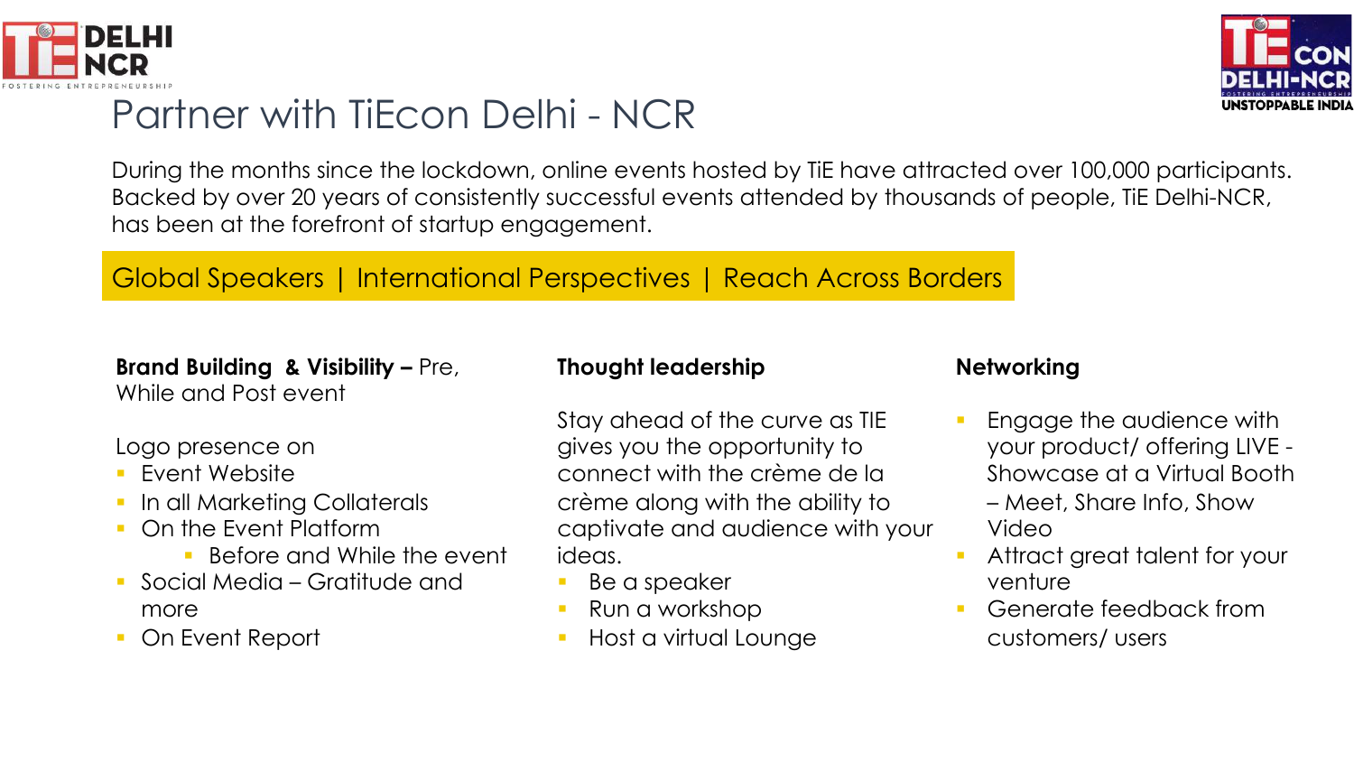# Partner with TiEcon Delhi - NCR

During the months since the lockdown, online events hosted by TiE have attracted over 100,000 participants. Backed by over 20 years of consistently successful events attended by thousands of people, TiE Delhi-NCR, has been at the forefront of startup engagement.

**Global Speakers | International Perspectives | Reach Across Borders**

**Brand Building & Visibility –** Pre, While and Post event

Logo presence on
- Event Website
- In all Marketing Collaterals
- On the Event Platform
  - Before and While the event
- Social Media – Gratitude and more
- On Event Report

**Thought leadership**

Stay ahead of the curve as TIE gives you the opportunity to connect with the crème de la crème along with the ability to captivate and audience with your ideas.
- Be a speaker
- Run a workshop
- Host a virtual Lounge

**Networking**

- Engage the audience with your product/ offering LIVE - Showcase at a Virtual Booth – Meet, Share Info, Show Video
- Attract great talent for your venture
- Generate feedback from customers/ users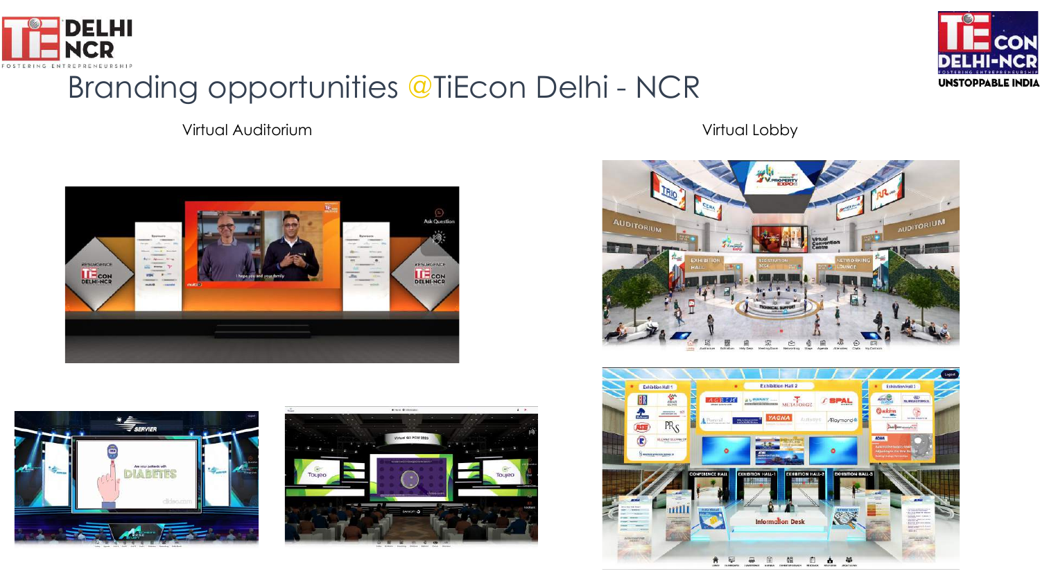# Branding opportunities @TiEcon Delhi - NCR

Virtual Auditorium

Virtual Lobby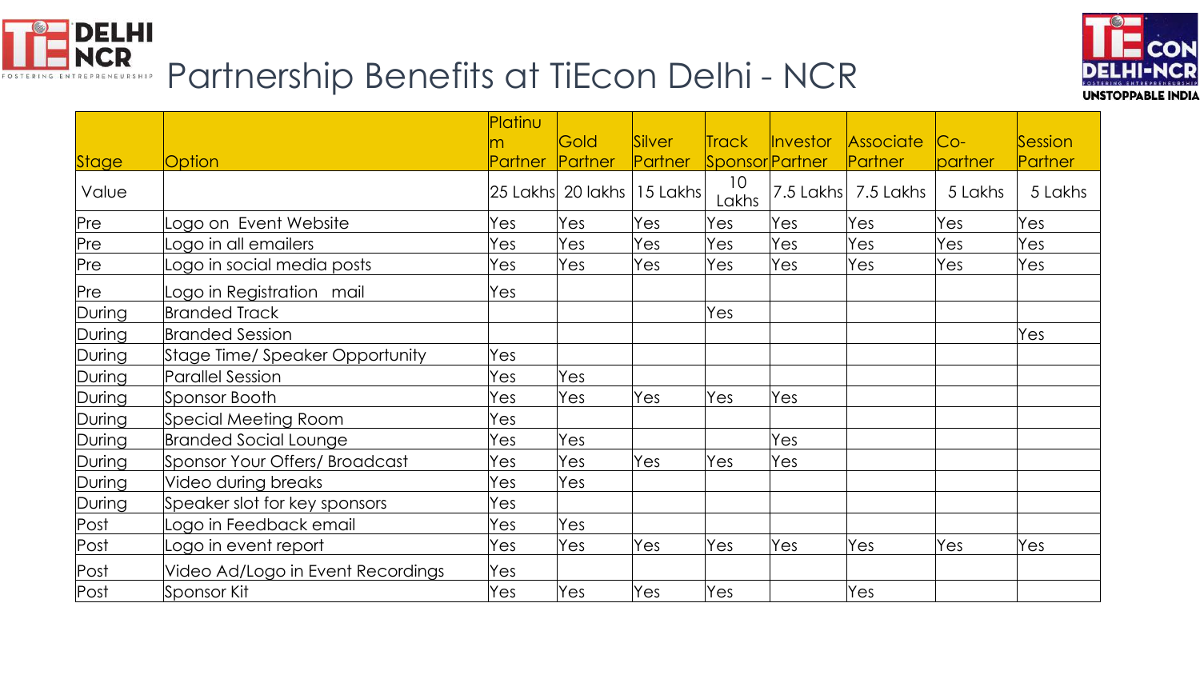# Partnership Benefits at TiEcon Delhi - NCR

| Stage | Option | Platinum Partner | Gold Partner | Silver Partner | Track Sponsor | Investor Partner | Associate Partner | Co-partner | Session Partner |
|---|---|---|---|---|---|---|---|---|---|
| Value | | 25 Lakhs | 20 lakhs | 15 Lakhs | 10 Lakhs | 7.5 Lakhs | 7.5 Lakhs | 5 Lakhs | 5 Lakhs |
| Pre | Logo on Event Website | Yes | Yes | Yes | Yes | Yes | Yes | Yes | Yes |
| Pre | Logo in all emailers | Yes | Yes | Yes | Yes | Yes | Yes | Yes | Yes |
| Pre | Logo in social media posts | Yes | Yes | Yes | Yes | Yes | Yes | Yes | Yes |
| Pre | Logo in Registration mail | Yes | | | | | | | |
| During | Branded Track | | | | Yes | | | | |
| During | Branded Session | | | | | | | | Yes |
| During | Stage Time/ Speaker Opportunity | Yes | | | | | | | |
| During | Parallel Session | Yes | Yes | | | | | | |
| During | Sponsor Booth | Yes | Yes | Yes | Yes | Yes | | | |
| During | Special Meeting Room | Yes | | | | | | | |
| During | Branded Social Lounge | Yes | Yes | | | Yes | | | |
| During | Sponsor Your Offers/ Broadcast | Yes | Yes | Yes | Yes | Yes | | | |
| During | Video during breaks | Yes | Yes | | | | | | |
| During | Speaker slot for key sponsors | Yes | | | | | | | |
| Post | Logo in Feedback email | Yes | Yes | | | | | | |
| Post | Logo in event report | Yes | Yes | Yes | Yes | Yes | Yes | Yes | Yes |
| Post | Video Ad/Logo in Event Recordings | Yes | | | | | | | |
| Post | Sponsor Kit | Yes | Yes | Yes | Yes | | Yes | | |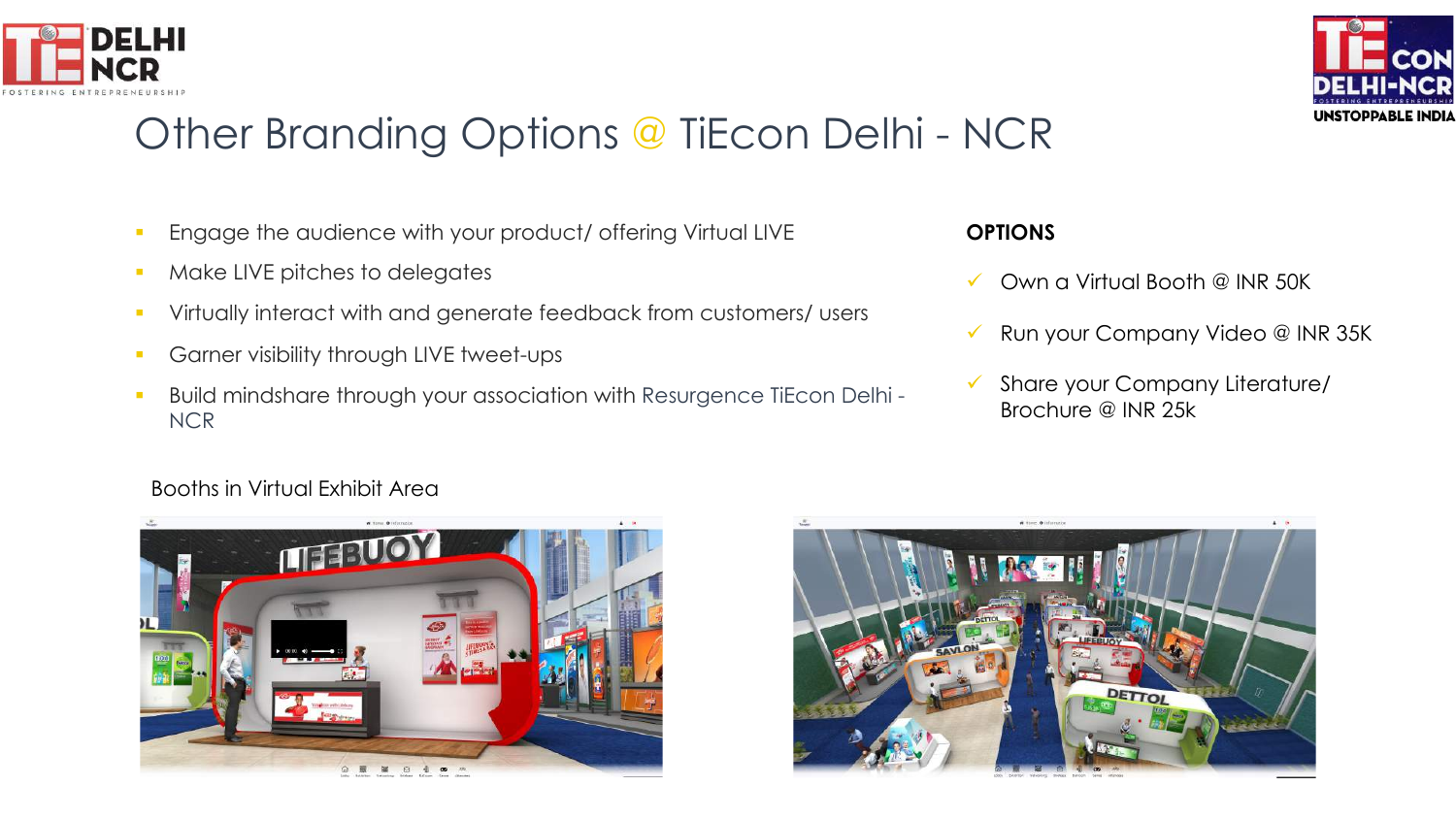# Other Branding Options @ TiEcon Delhi - NCR

- Engage the audience with your product/ offering Virtual LIVE
- Make LIVE pitches to delegates
- Virtually interact with and generate feedback from customers/ users
- Garner visibility through LIVE tweet-ups
- Build mindshare through your association with Resurgence TiEcon Delhi - NCR

**OPTIONS**

- ✓ Own a Virtual Booth @ INR 50K
- ✓ Run your Company Video @ INR 35K
- ✓ Share your Company Literature/ Brochure @ INR 25k

Booths in Virtual Exhibit Area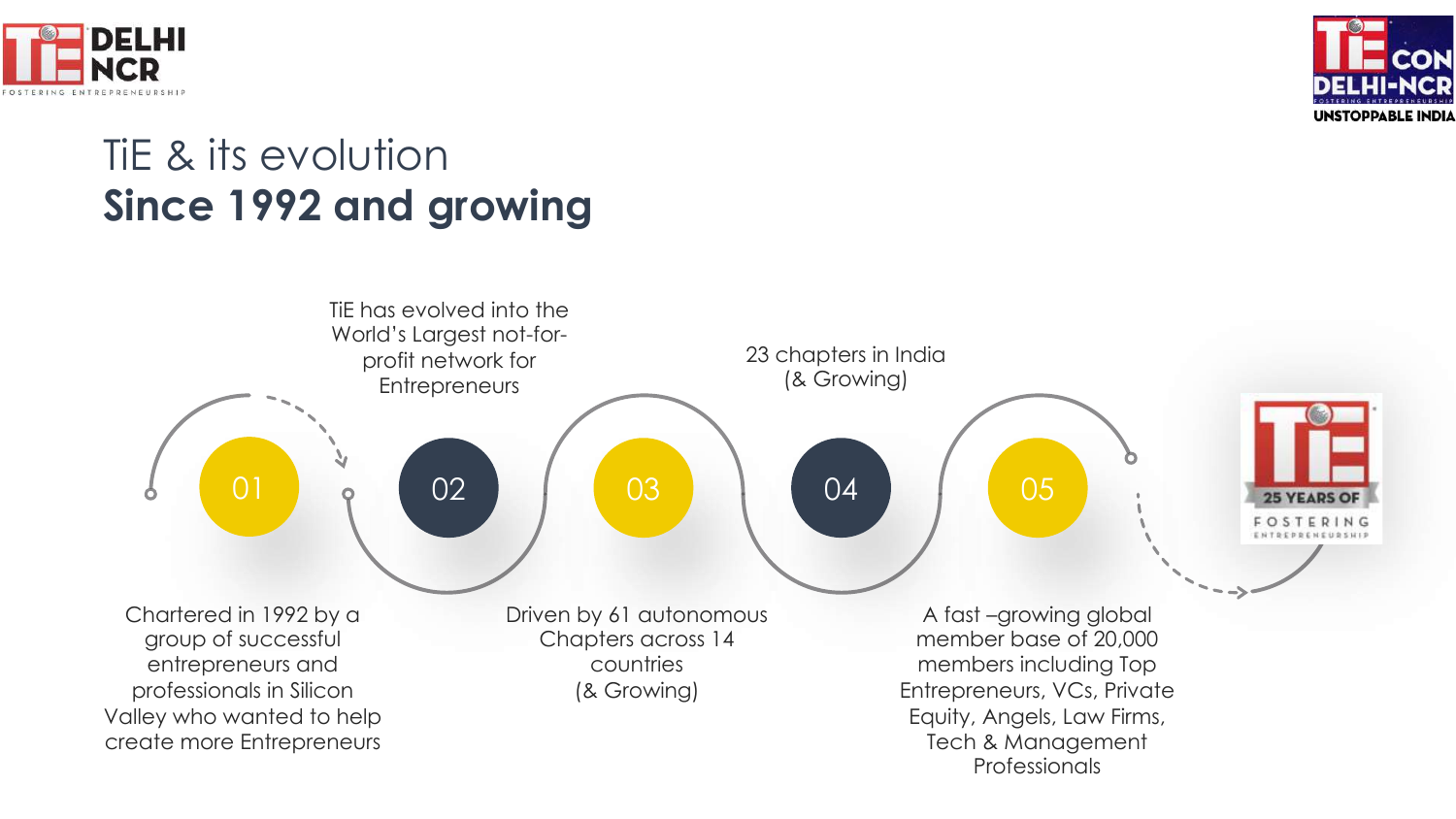# TiE & its evolution
## **Since 1992 and growing**

**01** — Chartered in 1992 by a group of successful entrepreneurs and professionals in Silicon Valley who wanted to help create more Entrepreneurs

**02** — TiE has evolved into the World's Largest not-for-profit network for Entrepreneurs

**03** — Driven by 61 autonomous Chapters across 14 countries (& Growing)

**04** — 23 chapters in India (& Growing)

**05** — A fast –growing global member base of 20,000 members including Top Entrepreneurs, VCs, Private Equity, Angels, Law Firms, Tech & Management Professionals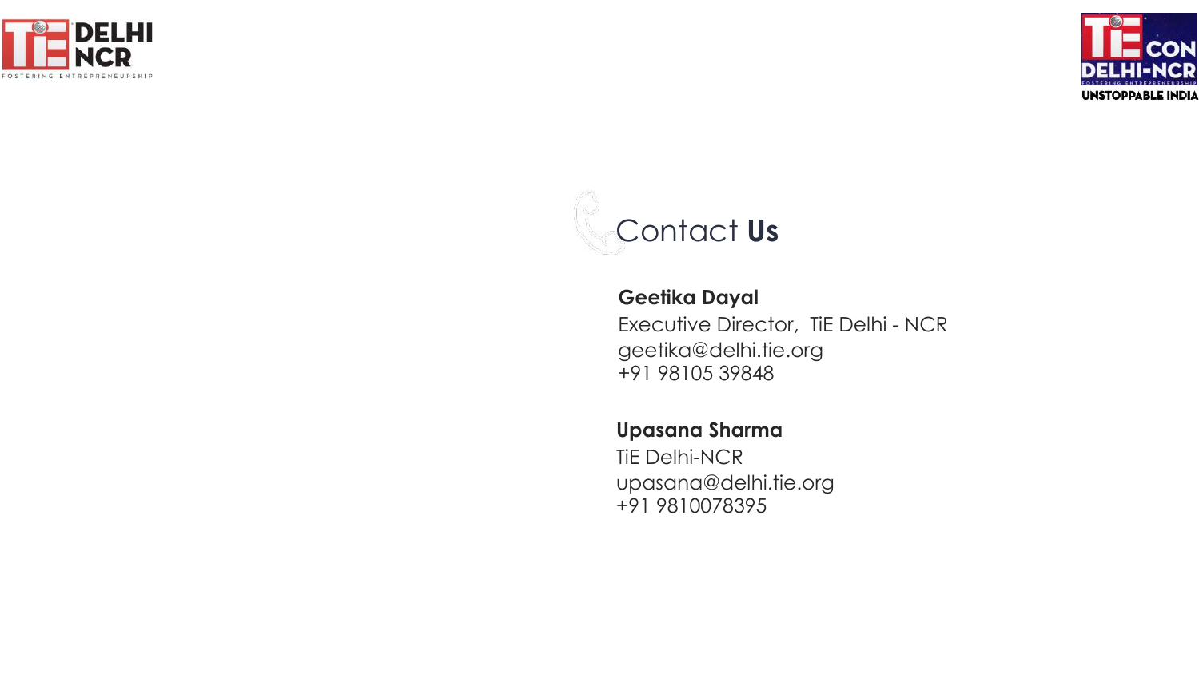# Contact **Us**

**Geetika Dayal**
Executive Director, TiE Delhi - NCR
geetika@delhi.tie.org
+91 98105 39848

**Upasana Sharma**
TiE Delhi-NCR
upasana@delhi.tie.org
+91 9810078395